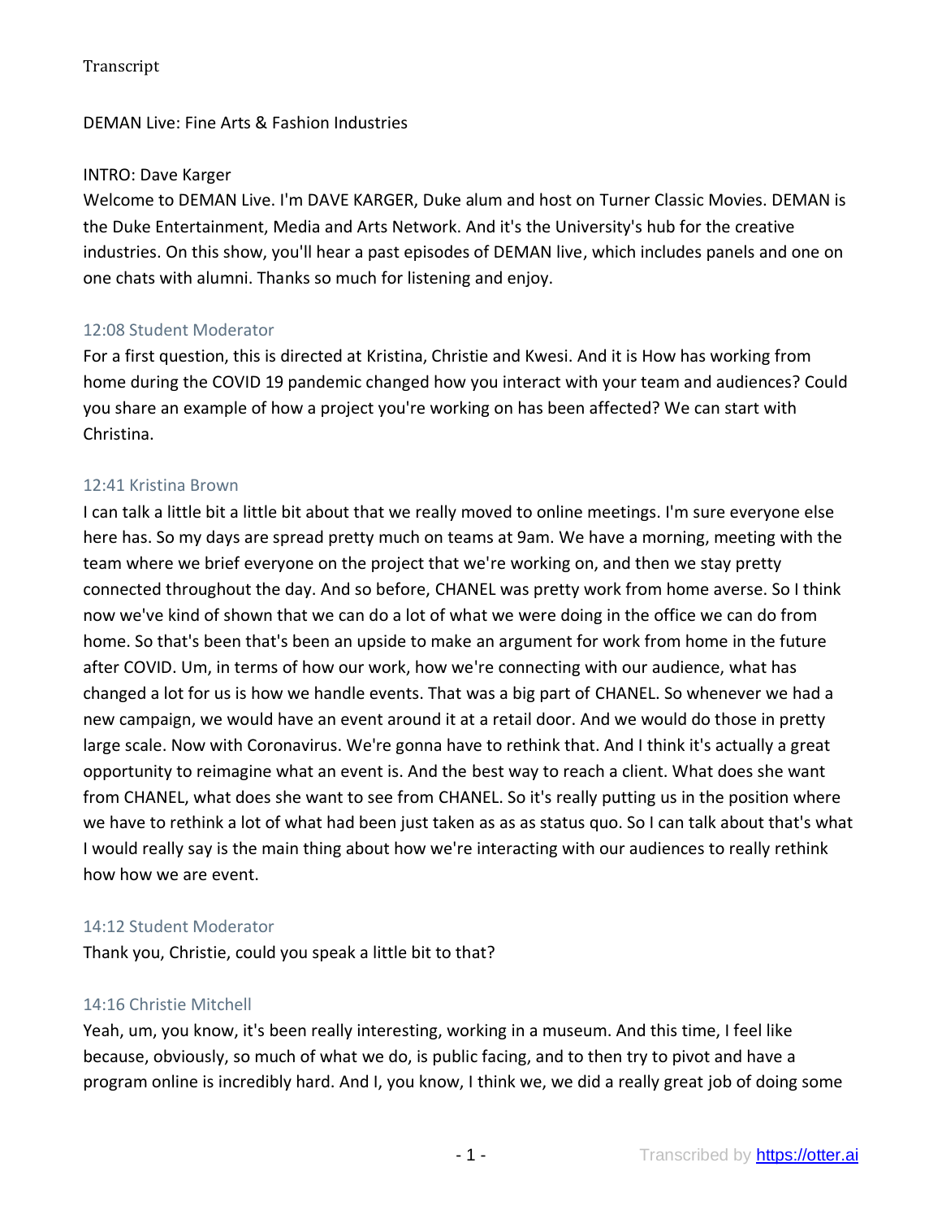Transcript

DEMAN Live: Fine Arts & Fashion Industries

INTRO: Dave Karger

Welcome to DEMAN Live. I'm DAVE KARGER, Duke alum and host on Turner Classic Movies. DEMAN is the Duke Entertainment, Media and Arts Network. And it's the University's hub for the creative industries. On this show, you'll hear a past episodes of DEMAN live, which includes panels and one on one chats with alumni. Thanks so much for listening and enjoy.

12:08 Student Moderator

For a first question, this is directed at Kristina, Christie and Kwesi. And it is How has working from home during the COVID 19 pandemic changed how you interact with your team and audiences? Could you share an example of how a project you're working on has been affected? We can start with Christina.

12:41 Kristina Brown

I can talk a little bit a little bit about that we really moved to online meetings. I'm sure everyone else here has. So my days are spread pretty much on teams at 9am. We have a morning, meeting with the team where we brief everyone on the project that we're working on, and then we stay pretty connected throughout the day. And so before, CHANEL was pretty work from home averse. So I think now we've kind of shown that we can do a lot of what we were doing in the office we can do from home. So that's been that's been an upside to make an argument for work from home in the future after COVID. Um, in terms of how our work, how we're connecting with our audience, what has changed a lot for us is how we handle events. That was a big part of CHANEL. So whenever we had a new campaign, we would have an event around it at a retail door. And we would do those in pretty large scale. Now with Coronavirus. We're gonna have to rethink that. And I think it's actually a great opportunity to reimagine what an event is. And the best way to reach a client. What does she want from CHANEL, what does she want to see from CHANEL. So it's really putting us in the position where we have to rethink a lot of what had been just taken as as as status quo. So I can talk about that's what I would really say is the main thing about how we're interacting with our audiences to really rethink how how we are event.

14:12 Student Moderator

Thank you, Christie, could you speak a little bit to that?

14:16 Christie Mitchell

Yeah, um, you know, it's been really interesting, working in a museum. And this time, I feel like because, obviously, so much of what we do, is public facing, and to then try to pivot and have a program online is incredibly hard. And I, you know, I think we, we did a really great job of doing some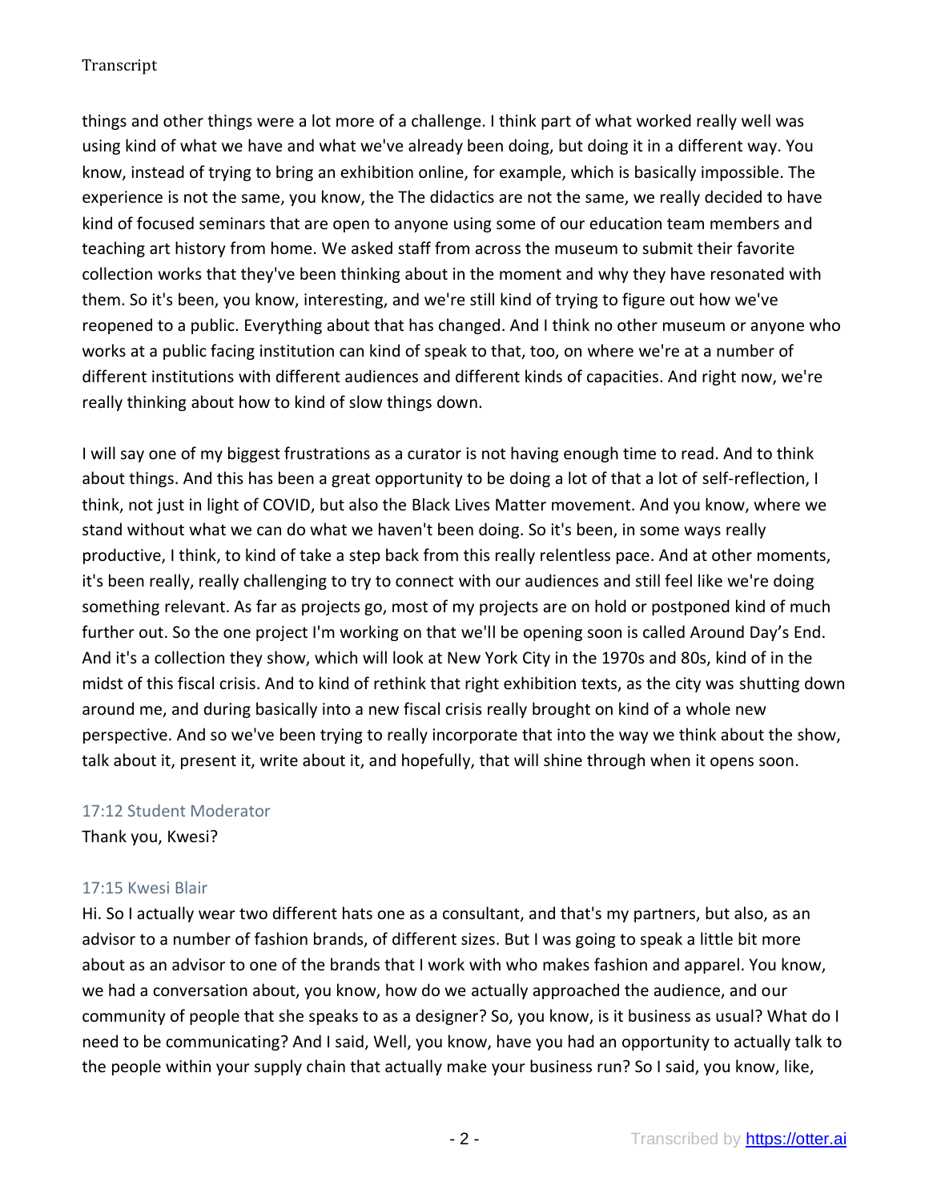things and other things were a lot more of a challenge. I think part of what worked really well was using kind of what we have and what we've already been doing, but doing it in a different way. You know, instead of trying to bring an exhibition online, for example, which is basically impossible. The experience is not the same, you know, the The didactics are not the same, we really decided to have kind of focused seminars that are open to anyone using some of our education team members and teaching art history from home. We asked staff from across the museum to submit their favorite collection works that they've been thinking about in the moment and why they have resonated with them. So it's been, you know, interesting, and we're still kind of trying to figure out how we've reopened to a public. Everything about that has changed. And I think no other museum or anyone who works at a public facing institution can kind of speak to that, too, on where we're at a number of different institutions with different audiences and different kinds of capacities. And right now, we're really thinking about how to kind of slow things down.

I will say one of my biggest frustrations as a curator is not having enough time to read. And to think about things. And this has been a great opportunity to be doing a lot of that a lot of self-reflection, I think, not just in light of COVID, but also the Black Lives Matter movement. And you know, where we stand without what we can do what we haven't been doing. So it's been, in some ways really productive, I think, to kind of take a step back from this really relentless pace. And at other moments, it's been really, really challenging to try to connect with our audiences and still feel like we're doing something relevant. As far as projects go, most of my projects are on hold or postponed kind of much further out. So the one project I'm working on that we'll be opening soon is called Around Day's End. And it's a collection they show, which will look at New York City in the 1970s and 80s, kind of in the midst of this fiscal crisis. And to kind of rethink that right exhibition texts, as the city was shutting down around me, and during basically into a new fiscal crisis really brought on kind of a whole new perspective. And so we've been trying to really incorporate that into the way we think about the show, talk about it, present it, write about it, and hopefully, that will shine through when it opens soon.

17:12 Student Moderator
Thank you, Kwesi?

17:15 Kwesi Blair
Hi. So I actually wear two different hats one as a consultant, and that's my partners, but also, as an advisor to a number of fashion brands, of different sizes. But I was going to speak a little bit more about as an advisor to one of the brands that I work with who makes fashion and apparel. You know, we had a conversation about, you know, how do we actually approached the audience, and our community of people that she speaks to as a designer? So, you know, is it business as usual? What do I need to be communicating? And I said, Well, you know, have you had an opportunity to actually talk to the people within your supply chain that actually make your business run? So I said, you know, like,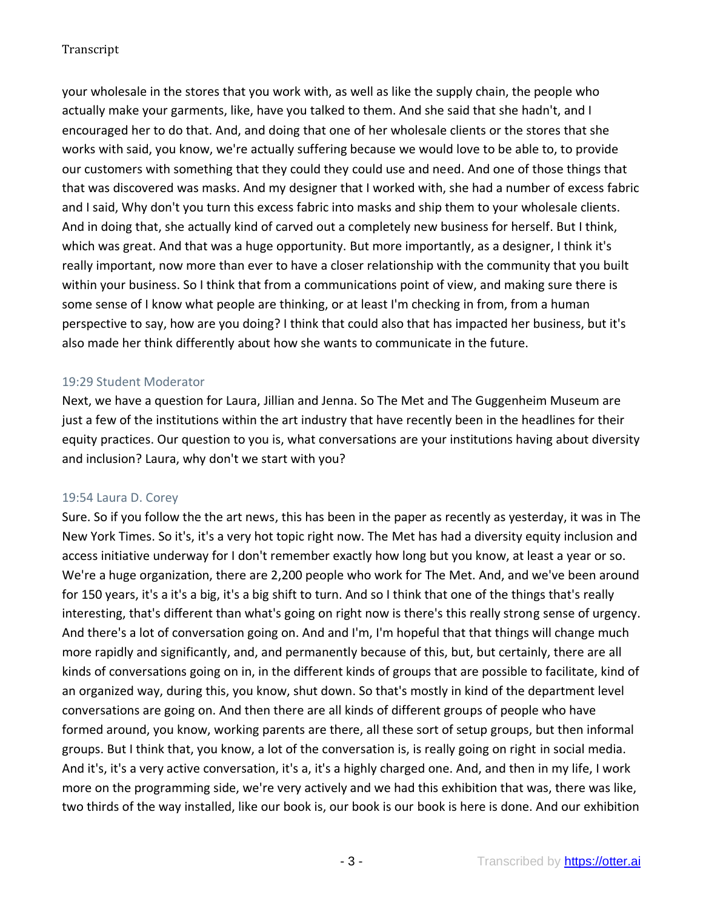your wholesale in the stores that you work with, as well as like the supply chain, the people who actually make your garments, like, have you talked to them. And she said that she hadn't, and I encouraged her to do that. And, and doing that one of her wholesale clients or the stores that she works with said, you know, we're actually suffering because we would love to be able to, to provide our customers with something that they could they could use and need. And one of those things that that was discovered was masks. And my designer that I worked with, she had a number of excess fabric and I said, Why don't you turn this excess fabric into masks and ship them to your wholesale clients. And in doing that, she actually kind of carved out a completely new business for herself. But I think, which was great. And that was a huge opportunity. But more importantly, as a designer, I think it's really important, now more than ever to have a closer relationship with the community that you built within your business. So I think that from a communications point of view, and making sure there is some sense of I know what people are thinking, or at least I'm checking in from, from a human perspective to say, how are you doing? I think that could also that has impacted her business, but it's also made her think differently about how she wants to communicate in the future.

19:29 Student Moderator

Next, we have a question for Laura, Jillian and Jenna. So The Met and The Guggenheim Museum are just a few of the institutions within the art industry that have recently been in the headlines for their equity practices. Our question to you is, what conversations are your institutions having about diversity and inclusion? Laura, why don't we start with you?

19:54 Laura D. Corey

Sure. So if you follow the the art news, this has been in the paper as recently as yesterday, it was in The New York Times. So it's, it's a very hot topic right now. The Met has had a diversity equity inclusion and access initiative underway for I don't remember exactly how long but you know, at least a year or so. We're a huge organization, there are 2,200 people who work for The Met. And, and we've been around for 150 years, it's a it's a big, it's a big shift to turn. And so I think that one of the things that's really interesting, that's different than what's going on right now is there's this really strong sense of urgency. And there's a lot of conversation going on. And and I'm, I'm hopeful that that things will change much more rapidly and significantly, and, and permanently because of this, but, but certainly, there are all kinds of conversations going on in, in the different kinds of groups that are possible to facilitate, kind of an organized way, during this, you know, shut down. So that's mostly in kind of the department level conversations are going on. And then there are all kinds of different groups of people who have formed around, you know, working parents are there, all these sort of setup groups, but then informal groups. But I think that, you know, a lot of the conversation is, is really going on right in social media. And it's, it's a very active conversation, it's a, it's a highly charged one. And, and then in my life, I work more on the programming side, we're very actively and we had this exhibition that was, there was like, two thirds of the way installed, like our book is, our book is our book is here is done. And our exhibition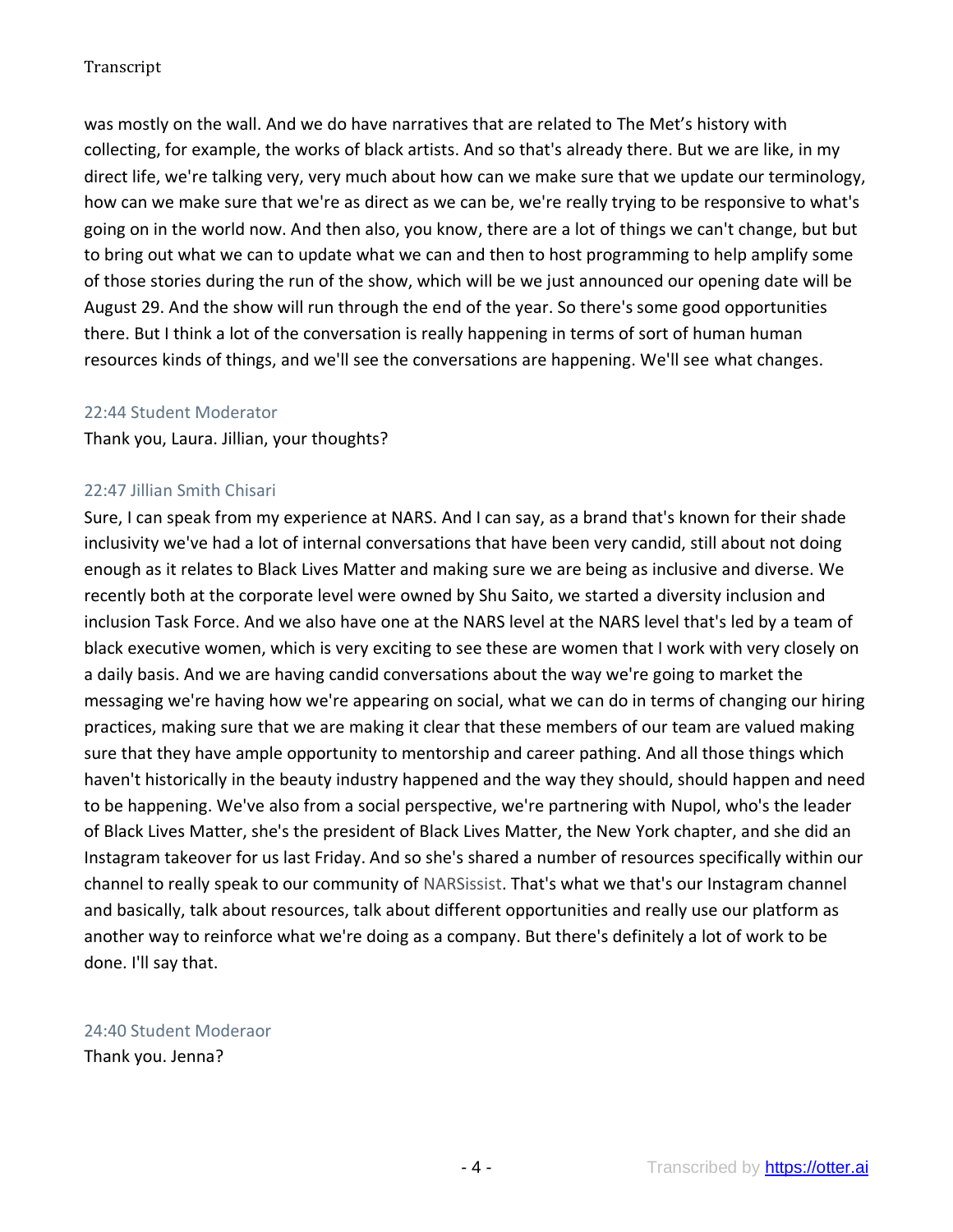was mostly on the wall. And we do have narratives that are related to The Met's history with collecting, for example, the works of black artists. And so that's already there. But we are like, in my direct life, we're talking very, very much about how can we make sure that we update our terminology, how can we make sure that we're as direct as we can be, we're really trying to be responsive to what's going on in the world now. And then also, you know, there are a lot of things we can't change, but but to bring out what we can to update what we can and then to host programming to help amplify some of those stories during the run of the show, which will be we just announced our opening date will be August 29. And the show will run through the end of the year. So there's some good opportunities there. But I think a lot of the conversation is really happening in terms of sort of human human resources kinds of things, and we'll see the conversations are happening. We'll see what changes.

22:44 Student Moderator

Thank you, Laura. Jillian, your thoughts?

22:47 Jillian Smith Chisari

Sure, I can speak from my experience at NARS. And I can say, as a brand that's known for their shade inclusivity we've had a lot of internal conversations that have been very candid, still about not doing enough as it relates to Black Lives Matter and making sure we are being as inclusive and diverse. We recently both at the corporate level were owned by Shu Saito, we started a diversity inclusion and inclusion Task Force. And we also have one at the NARS level at the NARS level that's led by a team of black executive women, which is very exciting to see these are women that I work with very closely on a daily basis. And we are having candid conversations about the way we're going to market the messaging we're having how we're appearing on social, what we can do in terms of changing our hiring practices, making sure that we are making it clear that these members of our team are valued making sure that they have ample opportunity to mentorship and career pathing. And all those things which haven't historically in the beauty industry happened and the way they should, should happen and need to be happening. We've also from a social perspective, we're partnering with Nupol, who's the leader of Black Lives Matter, she's the president of Black Lives Matter, the New York chapter, and she did an Instagram takeover for us last Friday. And so she's shared a number of resources specifically within our channel to really speak to our community of NARSissist. That's what we that's our Instagram channel and basically, talk about resources, talk about different opportunities and really use our platform as another way to reinforce what we're doing as a company. But there's definitely a lot of work to be done. I'll say that.

24:40 Student Moderaor

Thank you. Jenna?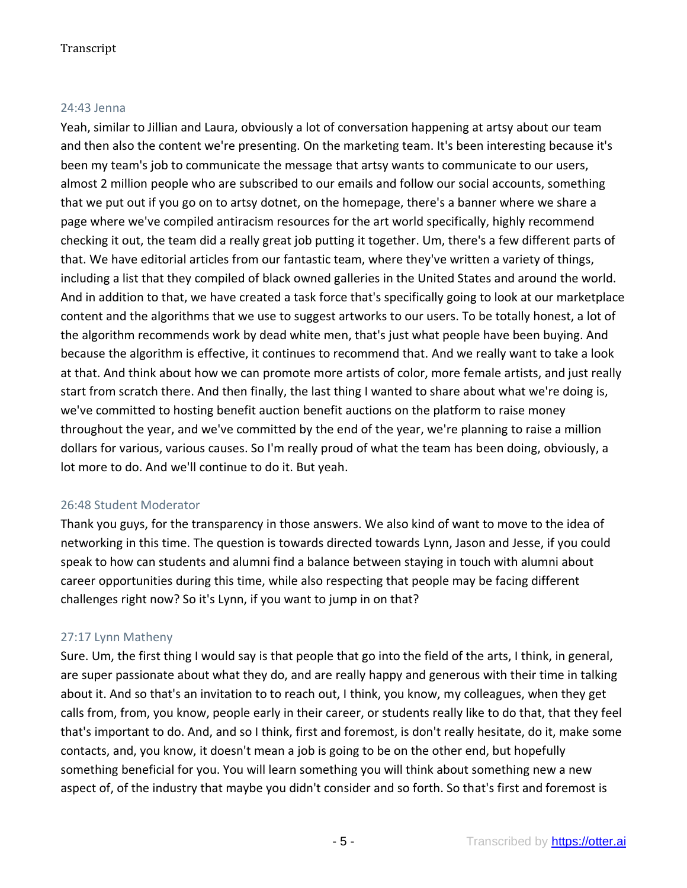24:43 Jenna

Yeah, similar to Jillian and Laura, obviously a lot of conversation happening at artsy about our team and then also the content we're presenting. On the marketing team. It's been interesting because it's been my team's job to communicate the message that artsy wants to communicate to our users, almost 2 million people who are subscribed to our emails and follow our social accounts, something that we put out if you go on to artsy dotnet, on the homepage, there's a banner where we share a page where we've compiled antiracism resources for the art world specifically, highly recommend checking it out, the team did a really great job putting it together. Um, there's a few different parts of that. We have editorial articles from our fantastic team, where they've written a variety of things, including a list that they compiled of black owned galleries in the United States and around the world. And in addition to that, we have created a task force that's specifically going to look at our marketplace content and the algorithms that we use to suggest artworks to our users. To be totally honest, a lot of the algorithm recommends work by dead white men, that's just what people have been buying. And because the algorithm is effective, it continues to recommend that. And we really want to take a look at that. And think about how we can promote more artists of color, more female artists, and just really start from scratch there. And then finally, the last thing I wanted to share about what we're doing is, we've committed to hosting benefit auction benefit auctions on the platform to raise money throughout the year, and we've committed by the end of the year, we're planning to raise a million dollars for various, various causes. So I'm really proud of what the team has been doing, obviously, a lot more to do. And we'll continue to do it. But yeah.

26:48 Student Moderator

Thank you guys, for the transparency in those answers. We also kind of want to move to the idea of networking in this time. The question is towards directed towards Lynn, Jason and Jesse, if you could speak to how can students and alumni find a balance between staying in touch with alumni about career opportunities during this time, while also respecting that people may be facing different challenges right now? So it's Lynn, if you want to jump in on that?

27:17 Lynn Matheny

Sure. Um, the first thing I would say is that people that go into the field of the arts, I think, in general, are super passionate about what they do, and are really happy and generous with their time in talking about it. And so that's an invitation to to reach out, I think, you know, my colleagues, when they get calls from, from, you know, people early in their career, or students really like to do that, that they feel that's important to do. And, and so I think, first and foremost, is don't really hesitate, do it, make some contacts, and, you know, it doesn't mean a job is going to be on the other end, but hopefully something beneficial for you. You will learn something you will think about something new a new aspect of, of the industry that maybe you didn't consider and so forth. So that's first and foremost is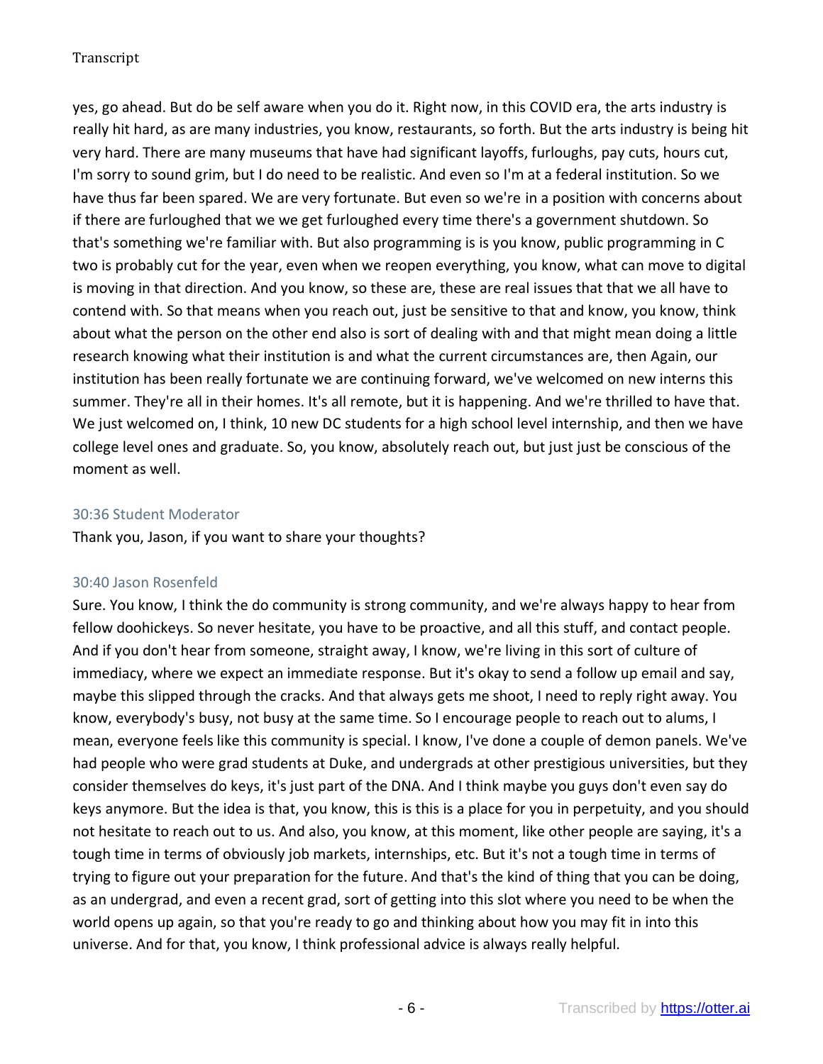yes, go ahead. But do be self aware when you do it. Right now, in this COVID era, the arts industry is really hit hard, as are many industries, you know, restaurants, so forth. But the arts industry is being hit very hard. There are many museums that have had significant layoffs, furloughs, pay cuts, hours cut, I'm sorry to sound grim, but I do need to be realistic. And even so I'm at a federal institution. So we have thus far been spared. We are very fortunate. But even so we're in a position with concerns about if there are furloughed that we we get furloughed every time there's a government shutdown. So that's something we're familiar with. But also programming is is you know, public programming in C two is probably cut for the year, even when we reopen everything, you know, what can move to digital is moving in that direction. And you know, so these are, these are real issues that that we all have to contend with. So that means when you reach out, just be sensitive to that and know, you know, think about what the person on the other end also is sort of dealing with and that might mean doing a little research knowing what their institution is and what the current circumstances are, then Again, our institution has been really fortunate we are continuing forward, we've welcomed on new interns this summer. They're all in their homes. It's all remote, but it is happening. And we're thrilled to have that. We just welcomed on, I think, 10 new DC students for a high school level internship, and then we have college level ones and graduate. So, you know, absolutely reach out, but just just be conscious of the moment as well.

30:36 Student Moderator

Thank you, Jason, if you want to share your thoughts?

30:40 Jason Rosenfeld

Sure. You know, I think the do community is strong community, and we're always happy to hear from fellow doohickeys. So never hesitate, you have to be proactive, and all this stuff, and contact people. And if you don't hear from someone, straight away, I know, we're living in this sort of culture of immediacy, where we expect an immediate response. But it's okay to send a follow up email and say, maybe this slipped through the cracks. And that always gets me shoot, I need to reply right away. You know, everybody's busy, not busy at the same time. So I encourage people to reach out to alums, I mean, everyone feels like this community is special. I know, I've done a couple of demon panels. We've had people who were grad students at Duke, and undergrads at other prestigious universities, but they consider themselves do keys, it's just part of the DNA. And I think maybe you guys don't even say do keys anymore. But the idea is that, you know, this is this is a place for you in perpetuity, and you should not hesitate to reach out to us. And also, you know, at this moment, like other people are saying, it's a tough time in terms of obviously job markets, internships, etc. But it's not a tough time in terms of trying to figure out your preparation for the future. And that's the kind of thing that you can be doing, as an undergrad, and even a recent grad, sort of getting into this slot where you need to be when the world opens up again, so that you're ready to go and thinking about how you may fit in into this universe. And for that, you know, I think professional advice is always really helpful.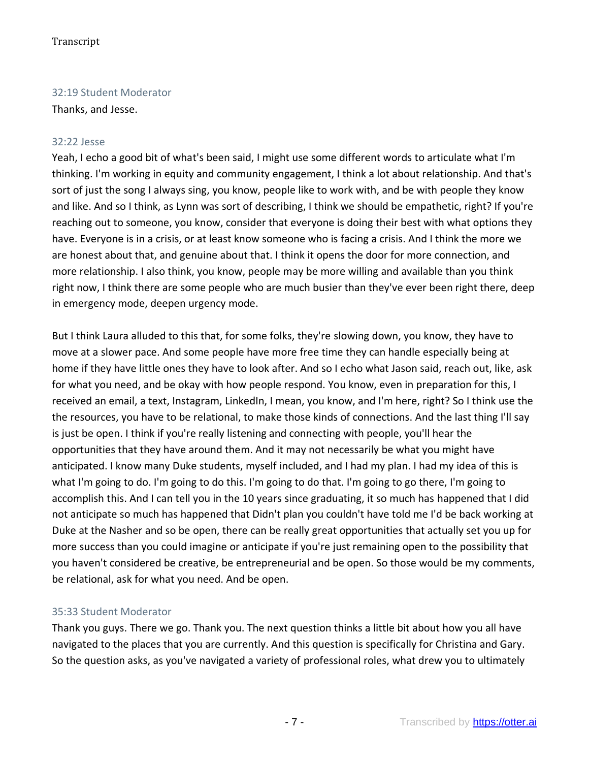32:19 Student Moderator

Thanks, and Jesse.

32:22 Jesse

Yeah, I echo a good bit of what's been said, I might use some different words to articulate what I'm thinking. I'm working in equity and community engagement, I think a lot about relationship. And that's sort of just the song I always sing, you know, people like to work with, and be with people they know and like. And so I think, as Lynn was sort of describing, I think we should be empathetic, right? If you're reaching out to someone, you know, consider that everyone is doing their best with what options they have. Everyone is in a crisis, or at least know someone who is facing a crisis. And I think the more we are honest about that, and genuine about that. I think it opens the door for more connection, and more relationship. I also think, you know, people may be more willing and available than you think right now, I think there are some people who are much busier than they've ever been right there, deep in emergency mode, deepen urgency mode.

But I think Laura alluded to this that, for some folks, they're slowing down, you know, they have to move at a slower pace. And some people have more free time they can handle especially being at home if they have little ones they have to look after. And so I echo what Jason said, reach out, like, ask for what you need, and be okay with how people respond. You know, even in preparation for this, I received an email, a text, Instagram, LinkedIn, I mean, you know, and I'm here, right? So I think use the the resources, you have to be relational, to make those kinds of connections. And the last thing I'll say is just be open. I think if you're really listening and connecting with people, you'll hear the opportunities that they have around them. And it may not necessarily be what you might have anticipated. I know many Duke students, myself included, and I had my plan. I had my idea of this is what I'm going to do. I'm going to do this. I'm going to do that. I'm going to go there, I'm going to accomplish this. And I can tell you in the 10 years since graduating, it so much has happened that I did not anticipate so much has happened that Didn't plan you couldn't have told me I'd be back working at Duke at the Nasher and so be open, there can be really great opportunities that actually set you up for more success than you could imagine or anticipate if you're just remaining open to the possibility that you haven't considered be creative, be entrepreneurial and be open. So those would be my comments, be relational, ask for what you need. And be open.

35:33 Student Moderator

Thank you guys. There we go. Thank you. The next question thinks a little bit about how you all have navigated to the places that you are currently. And this question is specifically for Christina and Gary. So the question asks, as you've navigated a variety of professional roles, what drew you to ultimately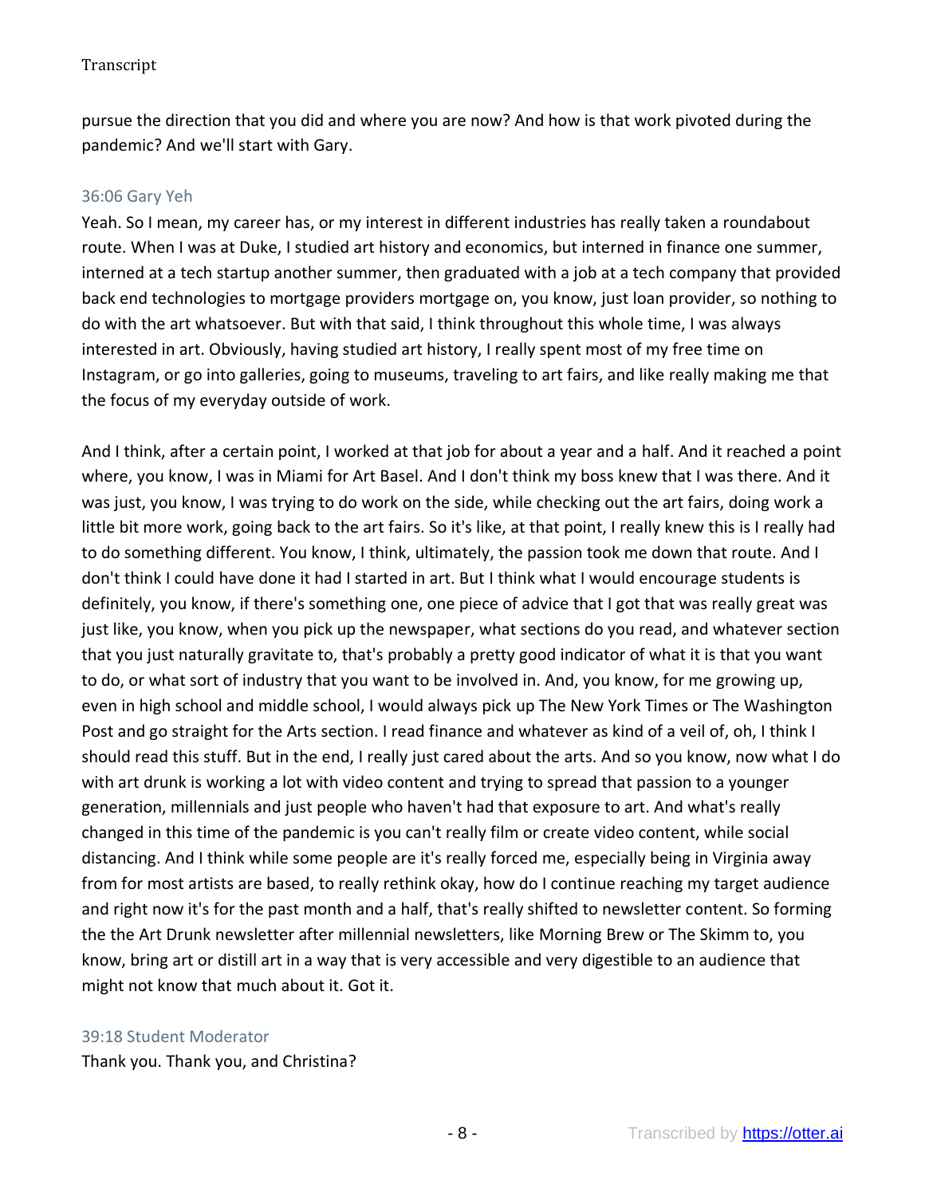pursue the direction that you did and where you are now? And how is that work pivoted during the pandemic? And we'll start with Gary.

36:06 Gary Yeh

Yeah. So I mean, my career has, or my interest in different industries has really taken a roundabout route. When I was at Duke, I studied art history and economics, but interned in finance one summer, interned at a tech startup another summer, then graduated with a job at a tech company that provided back end technologies to mortgage providers mortgage on, you know, just loan provider, so nothing to do with the art whatsoever. But with that said, I think throughout this whole time, I was always interested in art. Obviously, having studied art history, I really spent most of my free time on Instagram, or go into galleries, going to museums, traveling to art fairs, and like really making me that the focus of my everyday outside of work.

And I think, after a certain point, I worked at that job for about a year and a half. And it reached a point where, you know, I was in Miami for Art Basel. And I don't think my boss knew that I was there. And it was just, you know, I was trying to do work on the side, while checking out the art fairs, doing work a little bit more work, going back to the art fairs. So it's like, at that point, I really knew this is I really had to do something different. You know, I think, ultimately, the passion took me down that route. And I don't think I could have done it had I started in art. But I think what I would encourage students is definitely, you know, if there's something one, one piece of advice that I got that was really great was just like, you know, when you pick up the newspaper, what sections do you read, and whatever section that you just naturally gravitate to, that's probably a pretty good indicator of what it is that you want to do, or what sort of industry that you want to be involved in. And, you know, for me growing up, even in high school and middle school, I would always pick up The New York Times or The Washington Post and go straight for the Arts section. I read finance and whatever as kind of a veil of, oh, I think I should read this stuff. But in the end, I really just cared about the arts. And so you know, now what I do with art drunk is working a lot with video content and trying to spread that passion to a younger generation, millennials and just people who haven't had that exposure to art. And what's really changed in this time of the pandemic is you can't really film or create video content, while social distancing. And I think while some people are it's really forced me, especially being in Virginia away from for most artists are based, to really rethink okay, how do I continue reaching my target audience and right now it's for the past month and a half, that's really shifted to newsletter content. So forming the the Art Drunk newsletter after millennial newsletters, like Morning Brew or The Skimm to, you know, bring art or distill art in a way that is very accessible and very digestible to an audience that might not know that much about it. Got it.

39:18 Student Moderator

Thank you. Thank you, and Christina?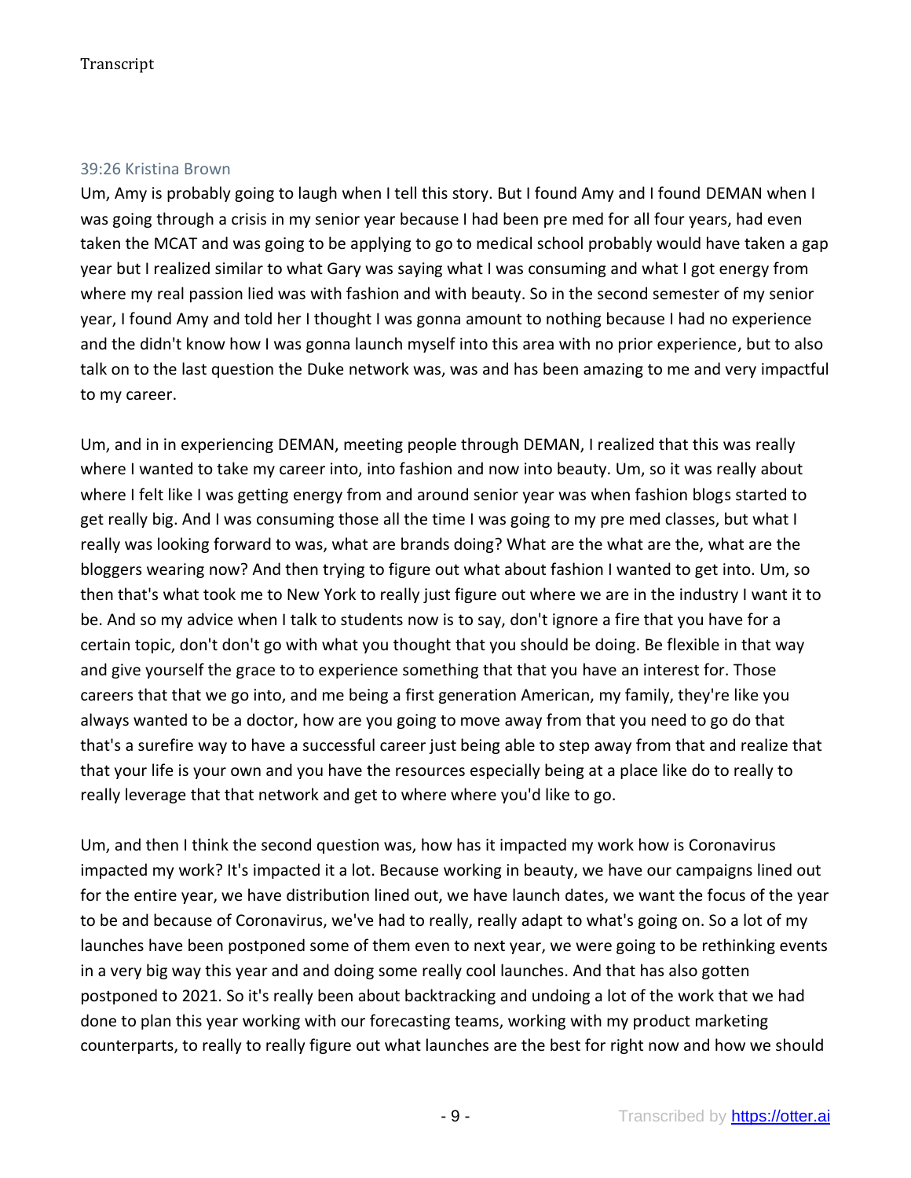### 39:26 Kristina Brown

Um, Amy is probably going to laugh when I tell this story. But I found Amy and I found DEMAN when I was going through a crisis in my senior year because I had been pre med for all four years, had even taken the MCAT and was going to be applying to go to medical school probably would have taken a gap year but I realized similar to what Gary was saying what I was consuming and what I got energy from where my real passion lied was with fashion and with beauty. So in the second semester of my senior year, I found Amy and told her I thought I was gonna amount to nothing because I had no experience and the didn't know how I was gonna launch myself into this area with no prior experience, but to also talk on to the last question the Duke network was, was and has been amazing to me and very impactful to my career.

Um, and in in experiencing DEMAN, meeting people through DEMAN, I realized that this was really where I wanted to take my career into, into fashion and now into beauty. Um, so it was really about where I felt like I was getting energy from and around senior year was when fashion blogs started to get really big. And I was consuming those all the time I was going to my pre med classes, but what I really was looking forward to was, what are brands doing? What are the what are the, what are the bloggers wearing now? And then trying to figure out what about fashion I wanted to get into. Um, so then that's what took me to New York to really just figure out where we are in the industry I want it to be. And so my advice when I talk to students now is to say, don't ignore a fire that you have for a certain topic, don't don't go with what you thought that you should be doing. Be flexible in that way and give yourself the grace to to experience something that that you have an interest for. Those careers that that we go into, and me being a first generation American, my family, they're like you always wanted to be a doctor, how are you going to move away from that you need to go do that that's a surefire way to have a successful career just being able to step away from that and realize that that your life is your own and you have the resources especially being at a place like do to really to really leverage that that network and get to where where you'd like to go.

Um, and then I think the second question was, how has it impacted my work how is Coronavirus impacted my work? It's impacted it a lot. Because working in beauty, we have our campaigns lined out for the entire year, we have distribution lined out, we have launch dates, we want the focus of the year to be and because of Coronavirus, we've had to really, really adapt to what's going on. So a lot of my launches have been postponed some of them even to next year, we were going to be rethinking events in a very big way this year and and doing some really cool launches. And that has also gotten postponed to 2021. So it's really been about backtracking and undoing a lot of the work that we had done to plan this year working with our forecasting teams, working with my product marketing counterparts, to really to really figure out what launches are the best for right now and how we should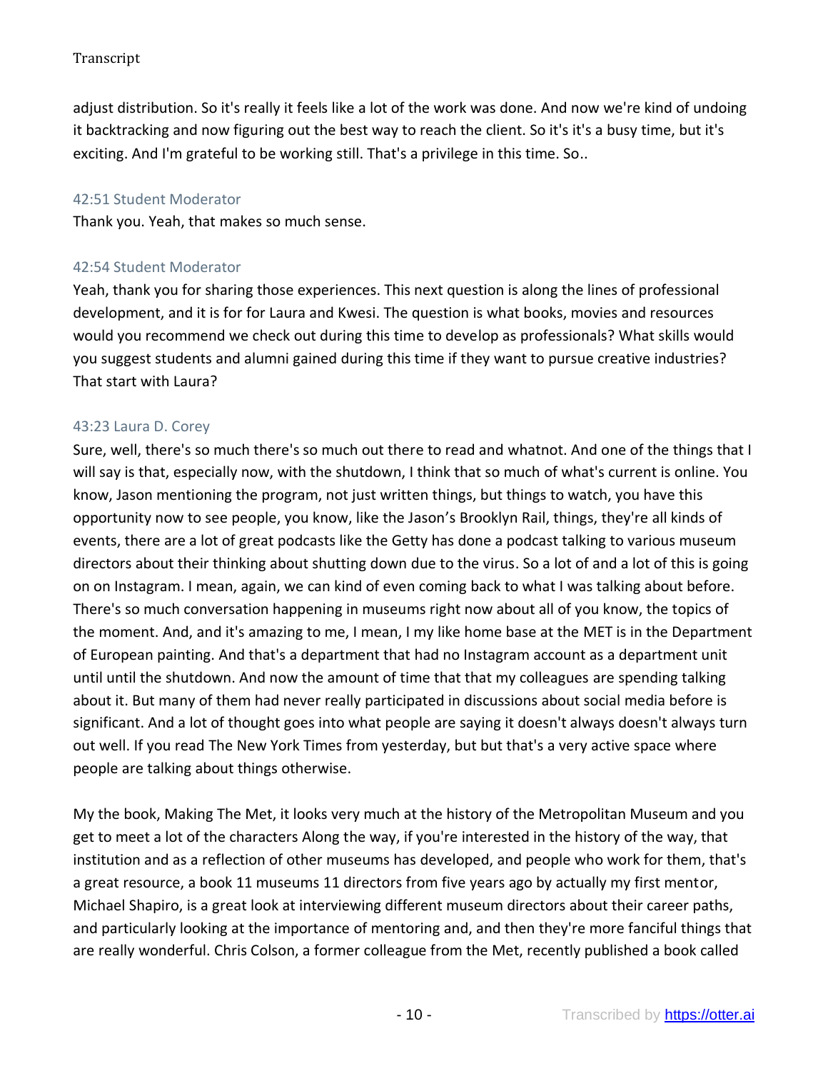adjust distribution. So it's really it feels like a lot of the work was done. And now we're kind of undoing it backtracking and now figuring out the best way to reach the client. So it's it's a busy time, but it's exciting. And I'm grateful to be working still. That's a privilege in this time. So..

42:51 Student Moderator
Thank you. Yeah, that makes so much sense.

42:54 Student Moderator
Yeah, thank you for sharing those experiences. This next question is along the lines of professional development, and it is for for Laura and Kwesi. The question is what books, movies and resources would you recommend we check out during this time to develop as professionals? What skills would you suggest students and alumni gained during this time if they want to pursue creative industries? That start with Laura?

43:23 Laura D. Corey
Sure, well, there's so much there's so much out there to read and whatnot. And one of the things that I will say is that, especially now, with the shutdown, I think that so much of what's current is online. You know, Jason mentioning the program, not just written things, but things to watch, you have this opportunity now to see people, you know, like the Jason's Brooklyn Rail, things, they're all kinds of events, there are a lot of great podcasts like the Getty has done a podcast talking to various museum directors about their thinking about shutting down due to the virus. So a lot of and a lot of this is going on on Instagram. I mean, again, we can kind of even coming back to what I was talking about before. There's so much conversation happening in museums right now about all of you know, the topics of the moment. And, and it's amazing to me, I mean, I my like home base at the MET is in the Department of European painting. And that's a department that had no Instagram account as a department unit until until the shutdown. And now the amount of time that that my colleagues are spending talking about it. But many of them had never really participated in discussions about social media before is significant. And a lot of thought goes into what people are saying it doesn't always doesn't always turn out well. If you read The New York Times from yesterday, but but that's a very active space where people are talking about things otherwise.

My the book, Making The Met, it looks very much at the history of the Metropolitan Museum and you get to meet a lot of the characters Along the way, if you're interested in the history of the way, that institution and as a reflection of other museums has developed, and people who work for them, that's a great resource, a book 11 museums 11 directors from five years ago by actually my first mentor, Michael Shapiro, is a great look at interviewing different museum directors about their career paths, and particularly looking at the importance of mentoring and, and then they're more fanciful things that are really wonderful. Chris Colson, a former colleague from the Met, recently published a book called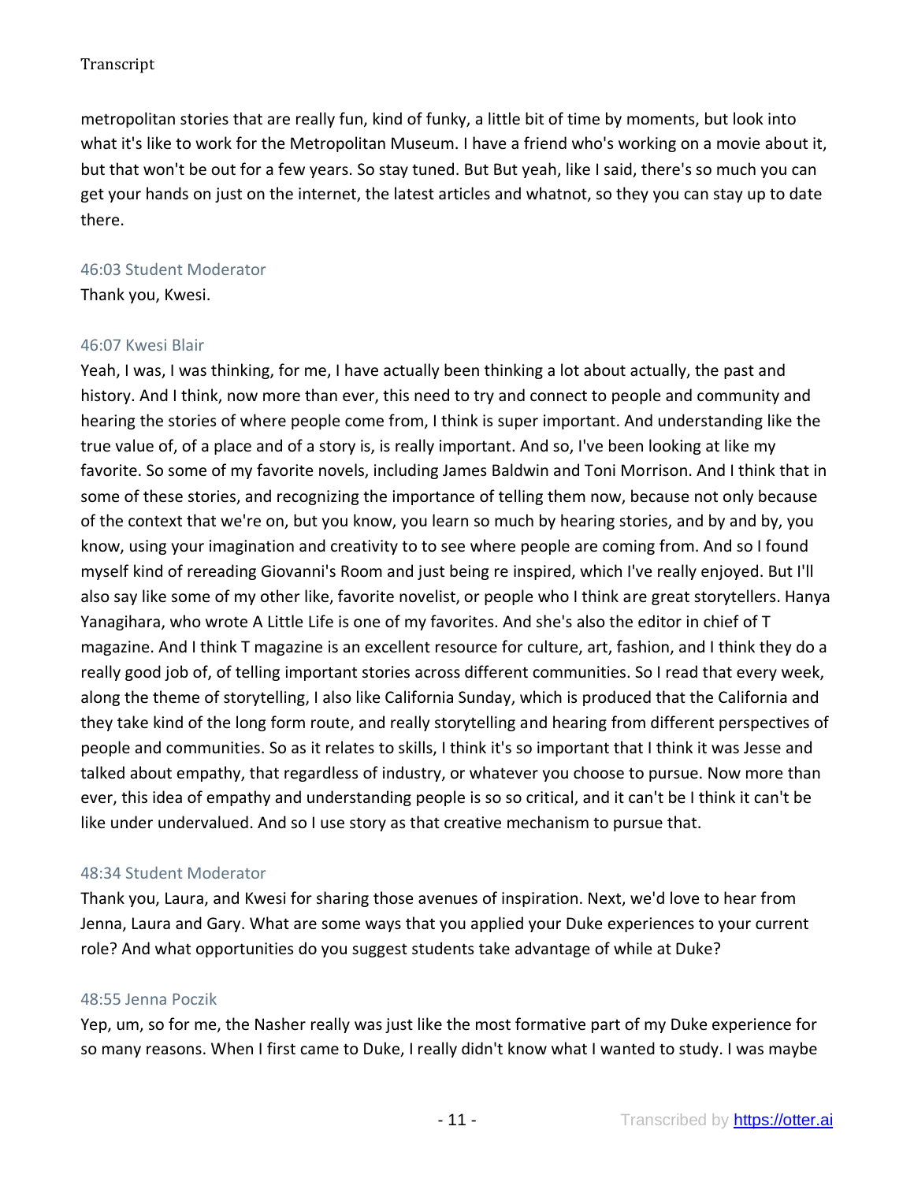metropolitan stories that are really fun, kind of funky, a little bit of time by moments, but look into what it's like to work for the Metropolitan Museum. I have a friend who's working on a movie about it, but that won't be out for a few years. So stay tuned. But But yeah, like I said, there's so much you can get your hands on just on the internet, the latest articles and whatnot, so they you can stay up to date there.

46:03 Student Moderator

Thank you, Kwesi.

46:07 Kwesi Blair

Yeah, I was, I was thinking, for me, I have actually been thinking a lot about actually, the past and history. And I think, now more than ever, this need to try and connect to people and community and hearing the stories of where people come from, I think is super important. And understanding like the true value of, of a place and of a story is, is really important. And so, I've been looking at like my favorite. So some of my favorite novels, including James Baldwin and Toni Morrison. And I think that in some of these stories, and recognizing the importance of telling them now, because not only because of the context that we're on, but you know, you learn so much by hearing stories, and by and by, you know, using your imagination and creativity to to see where people are coming from. And so I found myself kind of rereading Giovanni's Room and just being re inspired, which I've really enjoyed. But I'll also say like some of my other like, favorite novelist, or people who I think are great storytellers. Hanya Yanagihara, who wrote A Little Life is one of my favorites. And she's also the editor in chief of T magazine. And I think T magazine is an excellent resource for culture, art, fashion, and I think they do a really good job of, of telling important stories across different communities. So I read that every week, along the theme of storytelling, I also like California Sunday, which is produced that the California and they take kind of the long form route, and really storytelling and hearing from different perspectives of people and communities. So as it relates to skills, I think it's so important that I think it was Jesse and talked about empathy, that regardless of industry, or whatever you choose to pursue. Now more than ever, this idea of empathy and understanding people is so so critical, and it can't be I think it can't be like under undervalued. And so I use story as that creative mechanism to pursue that.

48:34 Student Moderator

Thank you, Laura, and Kwesi for sharing those avenues of inspiration. Next, we'd love to hear from Jenna, Laura and Gary. What are some ways that you applied your Duke experiences to your current role? And what opportunities do you suggest students take advantage of while at Duke?

48:55 Jenna Poczik

Yep, um, so for me, the Nasher really was just like the most formative part of my Duke experience for so many reasons. When I first came to Duke, I really didn't know what I wanted to study. I was maybe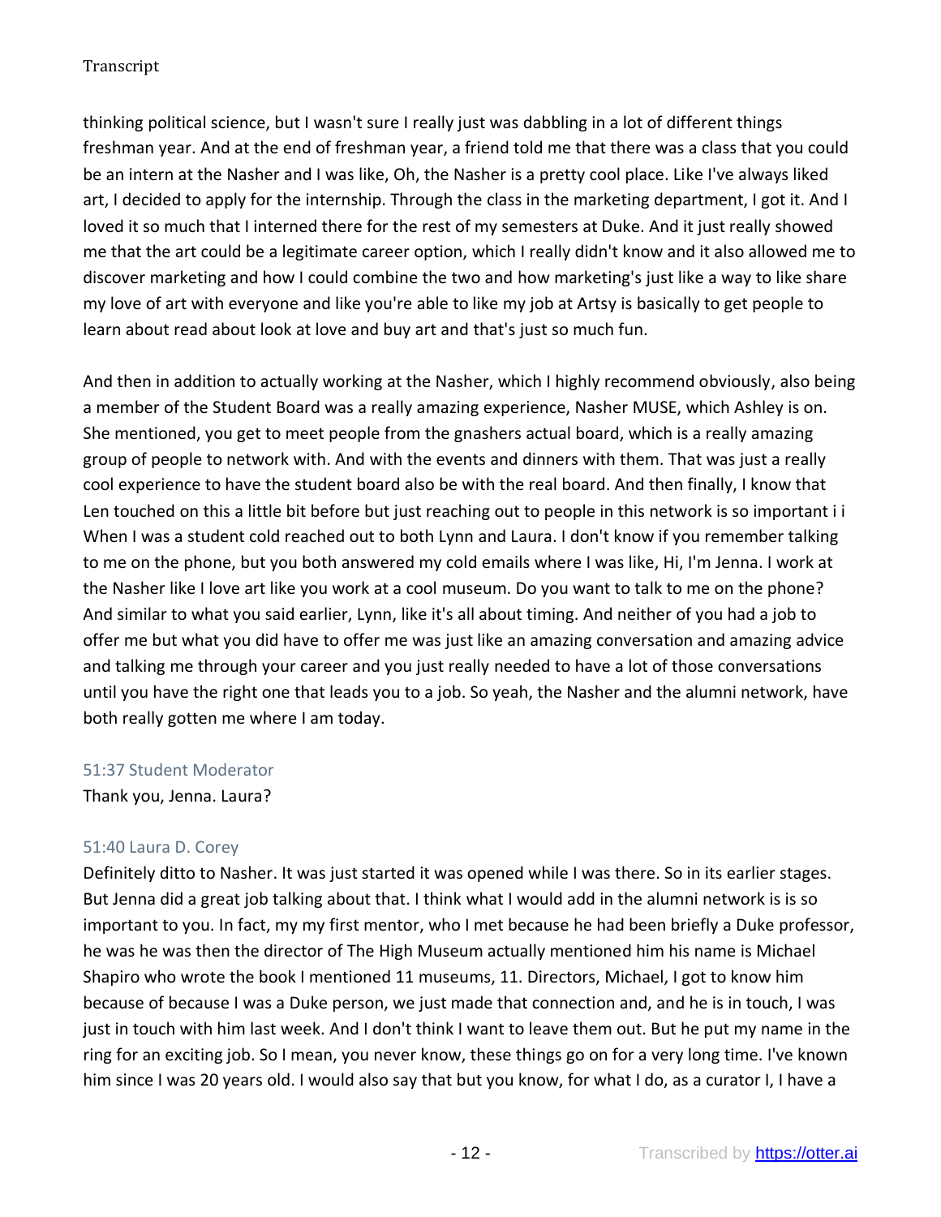thinking political science, but I wasn't sure I really just was dabbling in a lot of different things freshman year. And at the end of freshman year, a friend told me that there was a class that you could be an intern at the Nasher and I was like, Oh, the Nasher is a pretty cool place. Like I've always liked art, I decided to apply for the internship. Through the class in the marketing department, I got it. And I loved it so much that I interned there for the rest of my semesters at Duke. And it just really showed me that the art could be a legitimate career option, which I really didn't know and it also allowed me to discover marketing and how I could combine the two and how marketing's just like a way to like share my love of art with everyone and like you're able to like my job at Artsy is basically to get people to learn about read about look at love and buy art and that's just so much fun.

And then in addition to actually working at the Nasher, which I highly recommend obviously, also being a member of the Student Board was a really amazing experience, Nasher MUSE, which Ashley is on. She mentioned, you get to meet people from the gnashers actual board, which is a really amazing group of people to network with. And with the events and dinners with them. That was just a really cool experience to have the student board also be with the real board. And then finally, I know that Len touched on this a little bit before but just reaching out to people in this network is so important i i When I was a student cold reached out to both Lynn and Laura. I don't know if you remember talking to me on the phone, but you both answered my cold emails where I was like, Hi, I'm Jenna. I work at the Nasher like I love art like you work at a cool museum. Do you want to talk to me on the phone? And similar to what you said earlier, Lynn, like it's all about timing. And neither of you had a job to offer me but what you did have to offer me was just like an amazing conversation and amazing advice and talking me through your career and you just really needed to have a lot of those conversations until you have the right one that leads you to a job. So yeah, the Nasher and the alumni network, have both really gotten me where I am today.

51:37 Student Moderator

Thank you, Jenna. Laura?

51:40 Laura D. Corey

Definitely ditto to Nasher. It was just started it was opened while I was there. So in its earlier stages. But Jenna did a great job talking about that. I think what I would add in the alumni network is is so important to you. In fact, my my first mentor, who I met because he had been briefly a Duke professor, he was he was then the director of The High Museum actually mentioned him his name is Michael Shapiro who wrote the book I mentioned 11 museums, 11. Directors, Michael, I got to know him because of because I was a Duke person, we just made that connection and, and he is in touch, I was just in touch with him last week. And I don't think I want to leave them out. But he put my name in the ring for an exciting job. So I mean, you never know, these things go on for a very long time. I've known him since I was 20 years old. I would also say that but you know, for what I do, as a curator I, I have a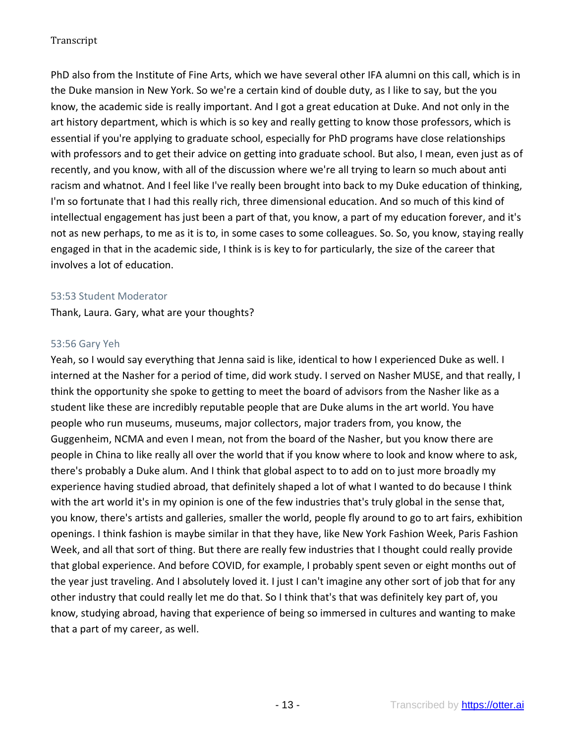PhD also from the Institute of Fine Arts, which we have several other IFA alumni on this call, which is in the Duke mansion in New York. So we're a certain kind of double duty, as I like to say, but the you know, the academic side is really important. And I got a great education at Duke. And not only in the art history department, which is which is so key and really getting to know those professors, which is essential if you're applying to graduate school, especially for PhD programs have close relationships with professors and to get their advice on getting into graduate school. But also, I mean, even just as of recently, and you know, with all of the discussion where we're all trying to learn so much about anti racism and whatnot. And I feel like I've really been brought into back to my Duke education of thinking, I'm so fortunate that I had this really rich, three dimensional education. And so much of this kind of intellectual engagement has just been a part of that, you know, a part of my education forever, and it's not as new perhaps, to me as it is to, in some cases to some colleagues. So. So, you know, staying really engaged in that in the academic side, I think is is key to for particularly, the size of the career that involves a lot of education.

53:53 Student Moderator

Thank, Laura. Gary, what are your thoughts?

53:56 Gary Yeh

Yeah, so I would say everything that Jenna said is like, identical to how I experienced Duke as well. I interned at the Nasher for a period of time, did work study. I served on Nasher MUSE, and that really, I think the opportunity she spoke to getting to meet the board of advisors from the Nasher like as a student like these are incredibly reputable people that are Duke alums in the art world. You have people who run museums, museums, major collectors, major traders from, you know, the Guggenheim, NCMA and even I mean, not from the board of the Nasher, but you know there are people in China to like really all over the world that if you know where to look and know where to ask, there's probably a Duke alum. And I think that global aspect to to add on to just more broadly my experience having studied abroad, that definitely shaped a lot of what I wanted to do because I think with the art world it's in my opinion is one of the few industries that's truly global in the sense that, you know, there's artists and galleries, smaller the world, people fly around to go to art fairs, exhibition openings. I think fashion is maybe similar in that they have, like New York Fashion Week, Paris Fashion Week, and all that sort of thing. But there are really few industries that I thought could really provide that global experience. And before COVID, for example, I probably spent seven or eight months out of the year just traveling. And I absolutely loved it. I just I can't imagine any other sort of job that for any other industry that could really let me do that. So I think that's that was definitely key part of, you know, studying abroad, having that experience of being so immersed in cultures and wanting to make that a part of my career, as well.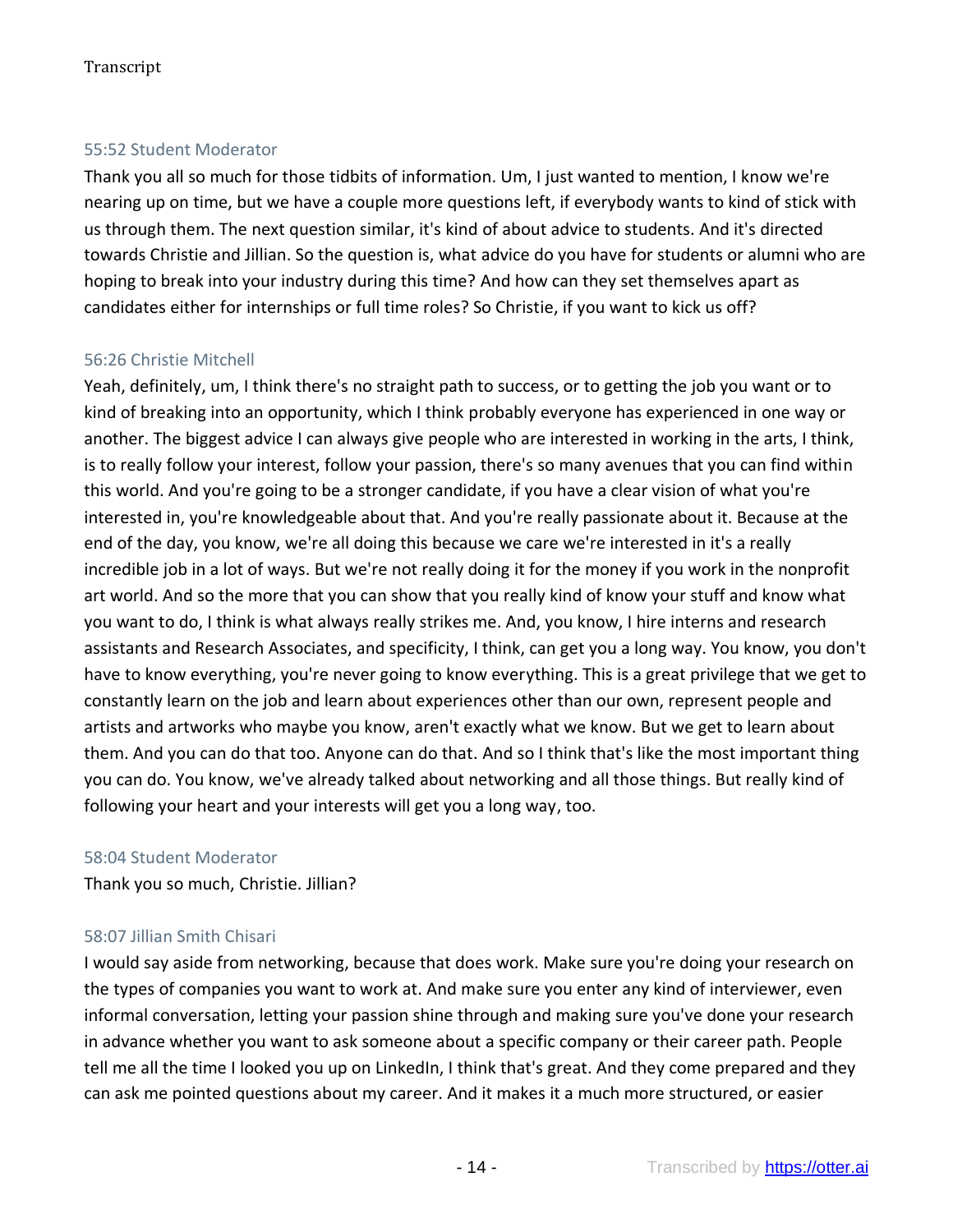55:52 Student Moderator

Thank you all so much for those tidbits of information. Um, I just wanted to mention, I know we're nearing up on time, but we have a couple more questions left, if everybody wants to kind of stick with us through them. The next question similar, it's kind of about advice to students. And it's directed towards Christie and Jillian. So the question is, what advice do you have for students or alumni who are hoping to break into your industry during this time? And how can they set themselves apart as candidates either for internships or full time roles? So Christie, if you want to kick us off?

56:26 Christie Mitchell

Yeah, definitely, um, I think there's no straight path to success, or to getting the job you want or to kind of breaking into an opportunity, which I think probably everyone has experienced in one way or another. The biggest advice I can always give people who are interested in working in the arts, I think, is to really follow your interest, follow your passion, there's so many avenues that you can find within this world. And you're going to be a stronger candidate, if you have a clear vision of what you're interested in, you're knowledgeable about that. And you're really passionate about it. Because at the end of the day, you know, we're all doing this because we care we're interested in it's a really incredible job in a lot of ways. But we're not really doing it for the money if you work in the nonprofit art world. And so the more that you can show that you really kind of know your stuff and know what you want to do, I think is what always really strikes me. And, you know, I hire interns and research assistants and Research Associates, and specificity, I think, can get you a long way. You know, you don't have to know everything, you're never going to know everything. This is a great privilege that we get to constantly learn on the job and learn about experiences other than our own, represent people and artists and artworks who maybe you know, aren't exactly what we know. But we get to learn about them. And you can do that too. Anyone can do that. And so I think that's like the most important thing you can do. You know, we've already talked about networking and all those things. But really kind of following your heart and your interests will get you a long way, too.

58:04 Student Moderator

Thank you so much, Christie. Jillian?

58:07 Jillian Smith Chisari

I would say aside from networking, because that does work. Make sure you're doing your research on the types of companies you want to work at. And make sure you enter any kind of interviewer, even informal conversation, letting your passion shine through and making sure you've done your research in advance whether you want to ask someone about a specific company or their career path. People tell me all the time I looked you up on LinkedIn, I think that's great. And they come prepared and they can ask me pointed questions about my career. And it makes it a much more structured, or easier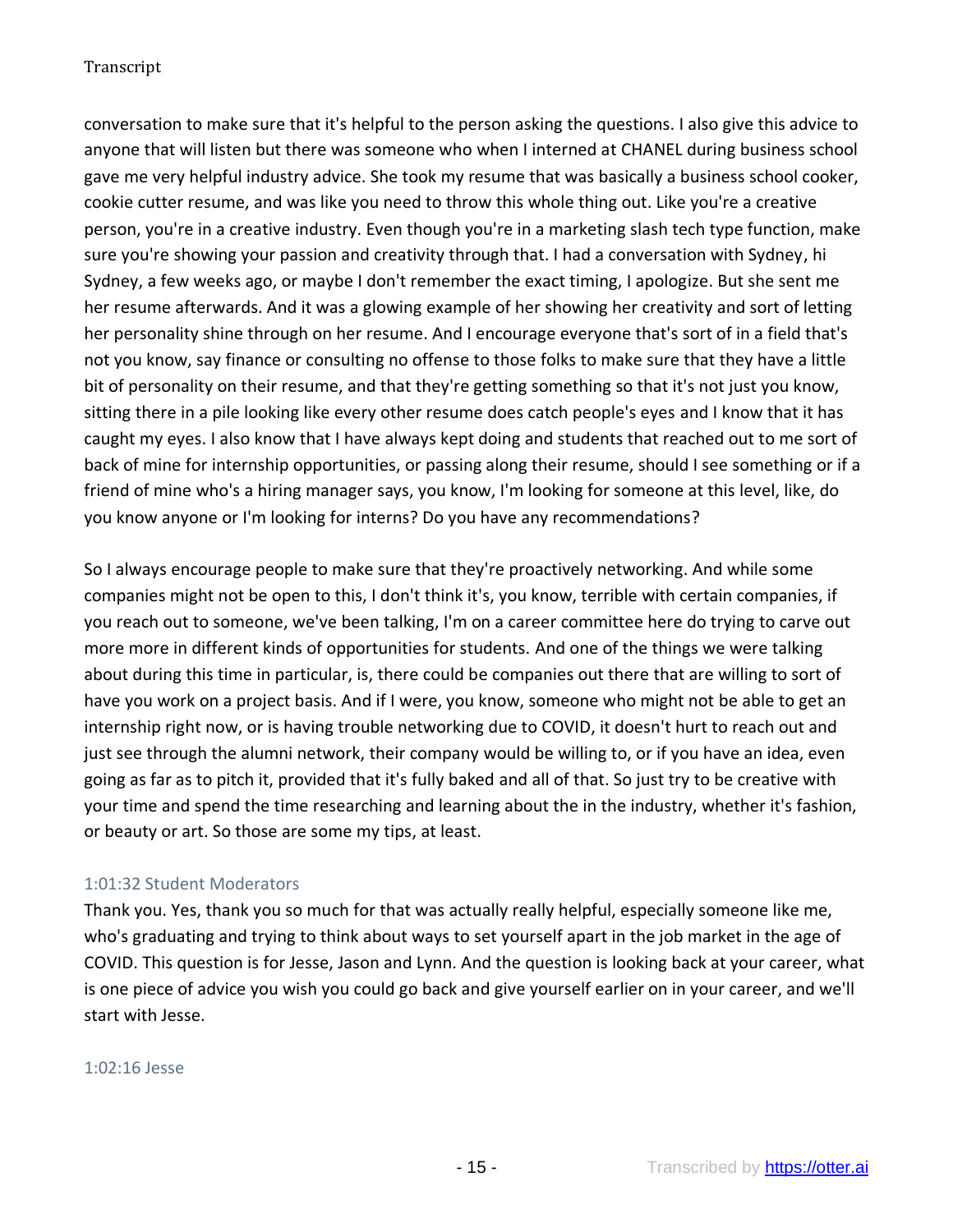conversation to make sure that it's helpful to the person asking the questions. I also give this advice to anyone that will listen but there was someone who when I interned at CHANEL during business school gave me very helpful industry advice. She took my resume that was basically a business school cooker, cookie cutter resume, and was like you need to throw this whole thing out. Like you're a creative person, you're in a creative industry. Even though you're in a marketing slash tech type function, make sure you're showing your passion and creativity through that. I had a conversation with Sydney, hi Sydney, a few weeks ago, or maybe I don't remember the exact timing, I apologize. But she sent me her resume afterwards. And it was a glowing example of her showing her creativity and sort of letting her personality shine through on her resume. And I encourage everyone that's sort of in a field that's not you know, say finance or consulting no offense to those folks to make sure that they have a little bit of personality on their resume, and that they're getting something so that it's not just you know, sitting there in a pile looking like every other resume does catch people's eyes and I know that it has caught my eyes. I also know that I have always kept doing and students that reached out to me sort of back of mine for internship opportunities, or passing along their resume, should I see something or if a friend of mine who's a hiring manager says, you know, I'm looking for someone at this level, like, do you know anyone or I'm looking for interns? Do you have any recommendations?

So I always encourage people to make sure that they're proactively networking. And while some companies might not be open to this, I don't think it's, you know, terrible with certain companies, if you reach out to someone, we've been talking, I'm on a career committee here do trying to carve out more more in different kinds of opportunities for students. And one of the things we were talking about during this time in particular, is, there could be companies out there that are willing to sort of have you work on a project basis. And if I were, you know, someone who might not be able to get an internship right now, or is having trouble networking due to COVID, it doesn't hurt to reach out and just see through the alumni network, their company would be willing to, or if you have an idea, even going as far as to pitch it, provided that it's fully baked and all of that. So just try to be creative with your time and spend the time researching and learning about the in the industry, whether it's fashion, or beauty or art. So those are some my tips, at least.

### 1:01:32 Student Moderators

Thank you. Yes, thank you so much for that was actually really helpful, especially someone like me, who's graduating and trying to think about ways to set yourself apart in the job market in the age of COVID. This question is for Jesse, Jason and Lynn. And the question is looking back at your career, what is one piece of advice you wish you could go back and give yourself earlier on in your career, and we'll start with Jesse.

### 1:02:16 Jesse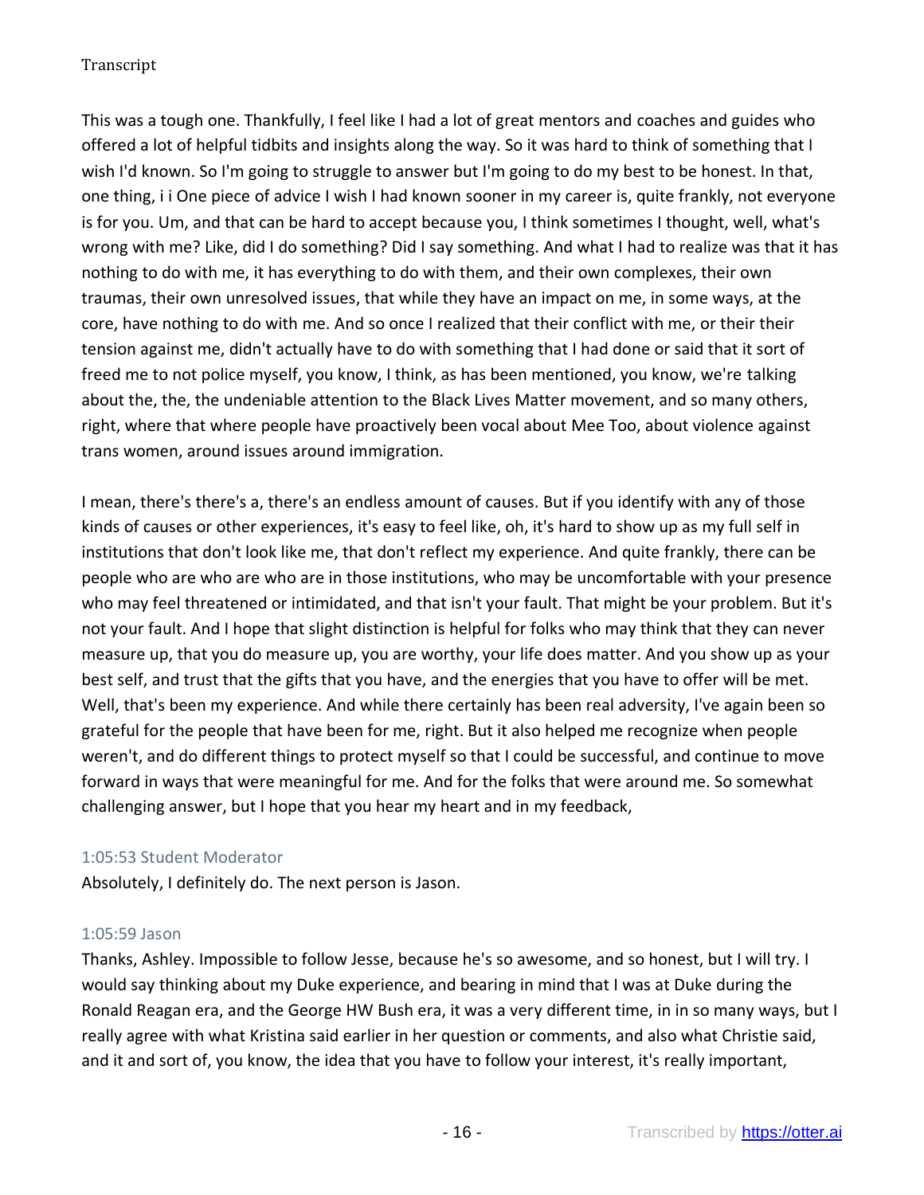This was a tough one. Thankfully, I feel like I had a lot of great mentors and coaches and guides who offered a lot of helpful tidbits and insights along the way. So it was hard to think of something that I wish I'd known. So I'm going to struggle to answer but I'm going to do my best to be honest. In that, one thing, i i One piece of advice I wish I had known sooner in my career is, quite frankly, not everyone is for you. Um, and that can be hard to accept because you, I think sometimes I thought, well, what's wrong with me? Like, did I do something? Did I say something. And what I had to realize was that it has nothing to do with me, it has everything to do with them, and their own complexes, their own traumas, their own unresolved issues, that while they have an impact on me, in some ways, at the core, have nothing to do with me. And so once I realized that their conflict with me, or their their tension against me, didn't actually have to do with something that I had done or said that it sort of freed me to not police myself, you know, I think, as has been mentioned, you know, we're talking about the, the, the undeniable attention to the Black Lives Matter movement, and so many others, right, where that where people have proactively been vocal about Mee Too, about violence against trans women, around issues around immigration.

I mean, there's there's a, there's an endless amount of causes. But if you identify with any of those kinds of causes or other experiences, it's easy to feel like, oh, it's hard to show up as my full self in institutions that don't look like me, that don't reflect my experience. And quite frankly, there can be people who are who are who are in those institutions, who may be uncomfortable with your presence who may feel threatened or intimidated, and that isn't your fault. That might be your problem. But it's not your fault. And I hope that slight distinction is helpful for folks who may think that they can never measure up, that you do measure up, you are worthy, your life does matter. And you show up as your best self, and trust that the gifts that you have, and the energies that you have to offer will be met. Well, that's been my experience. And while there certainly has been real adversity, I've again been so grateful for the people that have been for me, right. But it also helped me recognize when people weren't, and do different things to protect myself so that I could be successful, and continue to move forward in ways that were meaningful for me. And for the folks that were around me. So somewhat challenging answer, but I hope that you hear my heart and in my feedback,

1:05:53 Student Moderator

Absolutely, I definitely do. The next person is Jason.

1:05:59 Jason

Thanks, Ashley. Impossible to follow Jesse, because he's so awesome, and so honest, but I will try. I would say thinking about my Duke experience, and bearing in mind that I was at Duke during the Ronald Reagan era, and the George HW Bush era, it was a very different time, in in so many ways, but I really agree with what Kristina said earlier in her question or comments, and also what Christie said, and it and sort of, you know, the idea that you have to follow your interest, it's really important,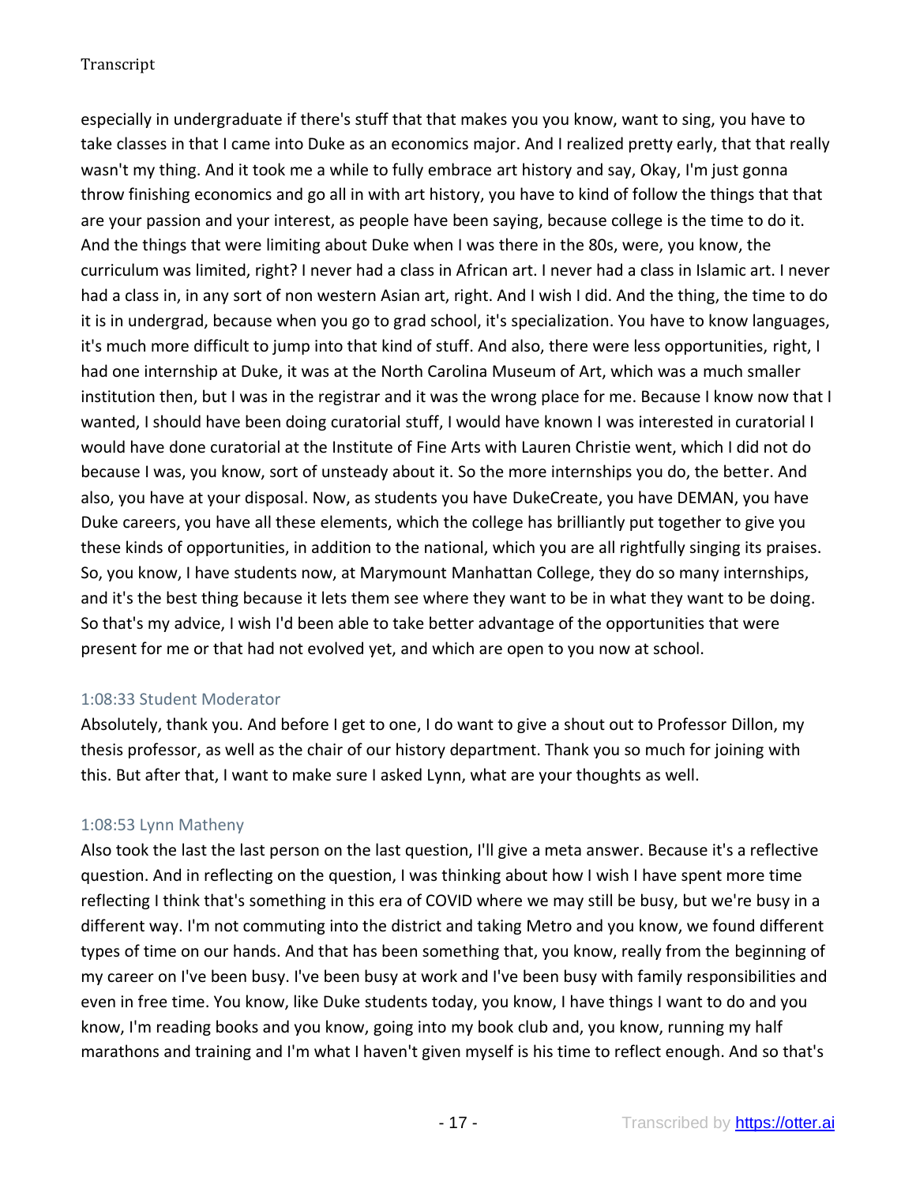especially in undergraduate if there's stuff that that makes you you know, want to sing, you have to take classes in that I came into Duke as an economics major. And I realized pretty early, that that really wasn't my thing. And it took me a while to fully embrace art history and say, Okay, I'm just gonna throw finishing economics and go all in with art history, you have to kind of follow the things that that are your passion and your interest, as people have been saying, because college is the time to do it. And the things that were limiting about Duke when I was there in the 80s, were, you know, the curriculum was limited, right? I never had a class in African art. I never had a class in Islamic art. I never had a class in, in any sort of non western Asian art, right. And I wish I did. And the thing, the time to do it is in undergrad, because when you go to grad school, it's specialization. You have to know languages, it's much more difficult to jump into that kind of stuff. And also, there were less opportunities, right, I had one internship at Duke, it was at the North Carolina Museum of Art, which was a much smaller institution then, but I was in the registrar and it was the wrong place for me. Because I know now that I wanted, I should have been doing curatorial stuff, I would have known I was interested in curatorial I would have done curatorial at the Institute of Fine Arts with Lauren Christie went, which I did not do because I was, you know, sort of unsteady about it. So the more internships you do, the better. And also, you have at your disposal. Now, as students you have DukeCreate, you have DEMAN, you have Duke careers, you have all these elements, which the college has brilliantly put together to give you these kinds of opportunities, in addition to the national, which you are all rightfully singing its praises. So, you know, I have students now, at Marymount Manhattan College, they do so many internships, and it's the best thing because it lets them see where they want to be in what they want to be doing. So that's my advice, I wish I'd been able to take better advantage of the opportunities that were present for me or that had not evolved yet, and which are open to you now at school.

1:08:33 Student Moderator

Absolutely, thank you. And before I get to one, I do want to give a shout out to Professor Dillon, my thesis professor, as well as the chair of our history department. Thank you so much for joining with this. But after that, I want to make sure I asked Lynn, what are your thoughts as well.

1:08:53 Lynn Matheny

Also took the last the last person on the last question, I'll give a meta answer. Because it's a reflective question. And in reflecting on the question, I was thinking about how I wish I have spent more time reflecting I think that's something in this era of COVID where we may still be busy, but we're busy in a different way. I'm not commuting into the district and taking Metro and you know, we found different types of time on our hands. And that has been something that, you know, really from the beginning of my career on I've been busy. I've been busy at work and I've been busy with family responsibilities and even in free time. You know, like Duke students today, you know, I have things I want to do and you know, I'm reading books and you know, going into my book club and, you know, running my half marathons and training and I'm what I haven't given myself is his time to reflect enough. And so that's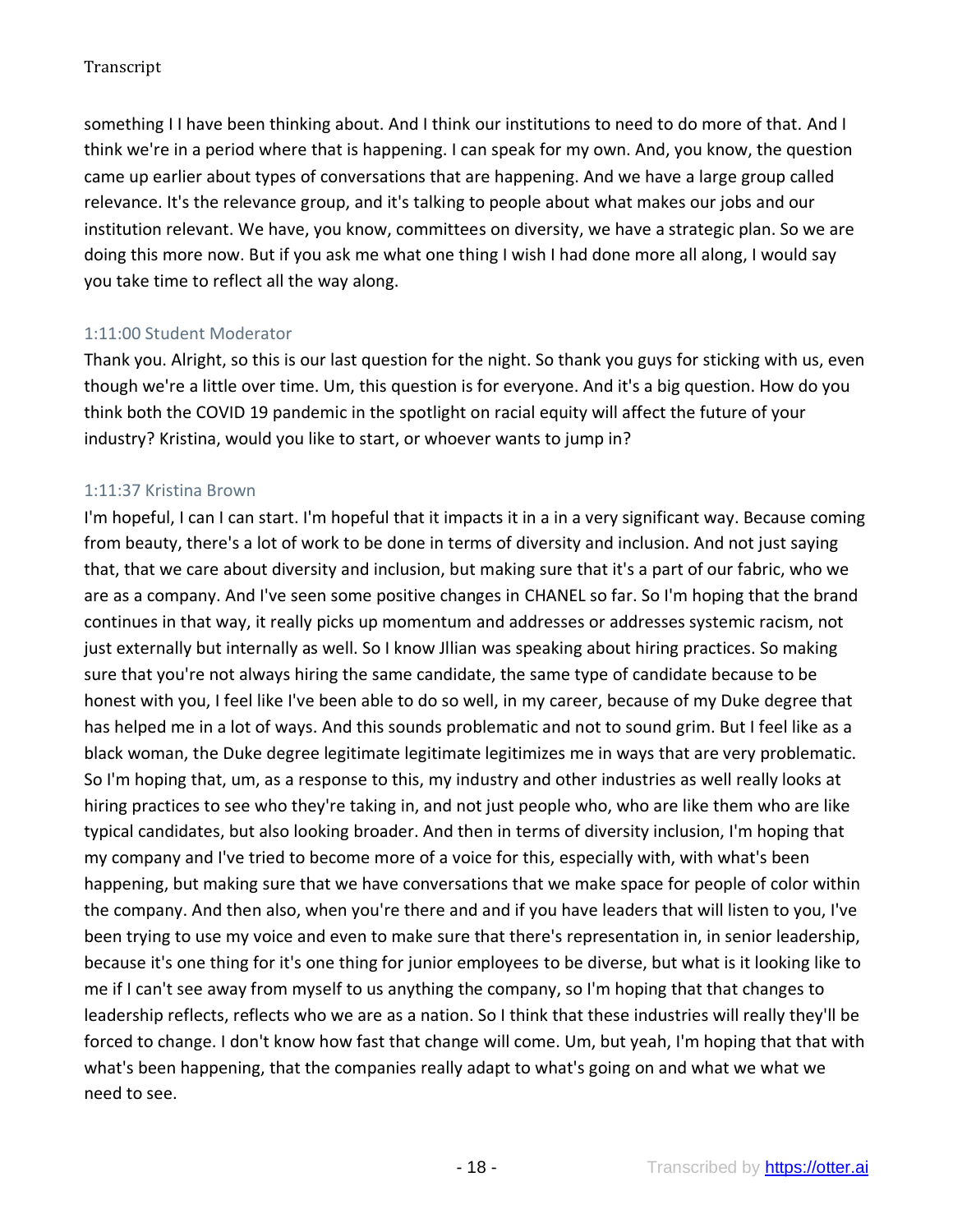something I I have been thinking about. And I think our institutions to need to do more of that. And I think we're in a period where that is happening. I can speak for my own. And, you know, the question came up earlier about types of conversations that are happening. And we have a large group called relevance. It's the relevance group, and it's talking to people about what makes our jobs and our institution relevant. We have, you know, committees on diversity, we have a strategic plan. So we are doing this more now. But if you ask me what one thing I wish I had done more all along, I would say you take time to reflect all the way along.

### 1:11:00 Student Moderator

Thank you. Alright, so this is our last question for the night. So thank you guys for sticking with us, even though we're a little over time. Um, this question is for everyone. And it's a big question. How do you think both the COVID 19 pandemic in the spotlight on racial equity will affect the future of your industry? Kristina, would you like to start, or whoever wants to jump in?

### 1:11:37 Kristina Brown

I'm hopeful, I can I can start. I'm hopeful that it impacts it in a in a very significant way. Because coming from beauty, there's a lot of work to be done in terms of diversity and inclusion. And not just saying that, that we care about diversity and inclusion, but making sure that it's a part of our fabric, who we are as a company. And I've seen some positive changes in CHANEL so far. So I'm hoping that the brand continues in that way, it really picks up momentum and addresses or addresses systemic racism, not just externally but internally as well. So I know Jllian was speaking about hiring practices. So making sure that you're not always hiring the same candidate, the same type of candidate because to be honest with you, I feel like I've been able to do so well, in my career, because of my Duke degree that has helped me in a lot of ways. And this sounds problematic and not to sound grim. But I feel like as a black woman, the Duke degree legitimate legitimate legitimizes me in ways that are very problematic. So I'm hoping that, um, as a response to this, my industry and other industries as well really looks at hiring practices to see who they're taking in, and not just people who, who are like them who are like typical candidates, but also looking broader. And then in terms of diversity inclusion, I'm hoping that my company and I've tried to become more of a voice for this, especially with, with what's been happening, but making sure that we have conversations that we make space for people of color within the company. And then also, when you're there and and if you have leaders that will listen to you, I've been trying to use my voice and even to make sure that there's representation in, in senior leadership, because it's one thing for it's one thing for junior employees to be diverse, but what is it looking like to me if I can't see away from myself to us anything the company, so I'm hoping that that changes to leadership reflects, reflects who we are as a nation. So I think that these industries will really they'll be forced to change. I don't know how fast that change will come. Um, but yeah, I'm hoping that that with what's been happening, that the companies really adapt to what's going on and what we what we need to see.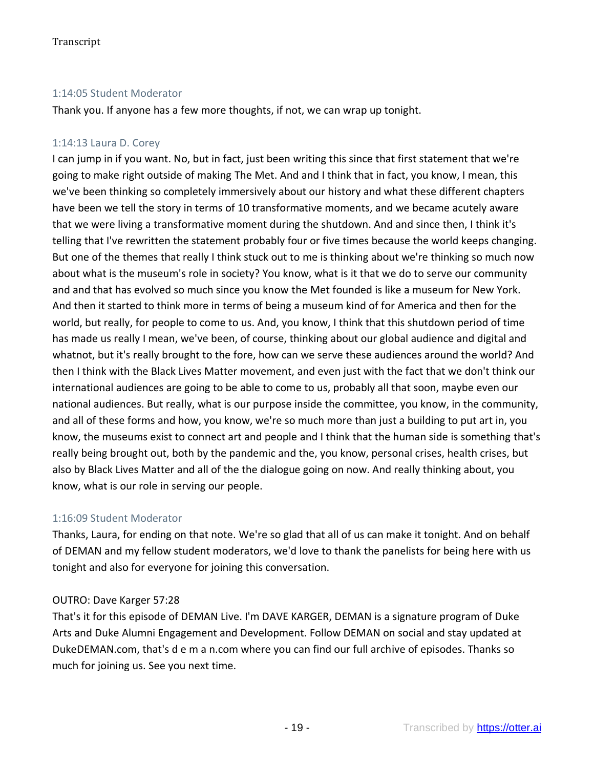1:14:05 Student Moderator

Thank you. If anyone has a few more thoughts, if not, we can wrap up tonight.

1:14:13 Laura D. Corey

I can jump in if you want. No, but in fact, just been writing this since that first statement that we're going to make right outside of making The Met. And and I think that in fact, you know, I mean, this we've been thinking so completely immersively about our history and what these different chapters have been we tell the story in terms of 10 transformative moments, and we became acutely aware that we were living a transformative moment during the shutdown. And and since then, I think it's telling that I've rewritten the statement probably four or five times because the world keeps changing. But one of the themes that really I think stuck out to me is thinking about we're thinking so much now about what is the museum's role in society? You know, what is it that we do to serve our community and and that has evolved so much since you know the Met founded is like a museum for New York. And then it started to think more in terms of being a museum kind of for America and then for the world, but really, for people to come to us. And, you know, I think that this shutdown period of time has made us really I mean, we've been, of course, thinking about our global audience and digital and whatnot, but it's really brought to the fore, how can we serve these audiences around the world? And then I think with the Black Lives Matter movement, and even just with the fact that we don't think our international audiences are going to be able to come to us, probably all that soon, maybe even our national audiences. But really, what is our purpose inside the committee, you know, in the community, and all of these forms and how, you know, we're so much more than just a building to put art in, you know, the museums exist to connect art and people and I think that the human side is something that's really being brought out, both by the pandemic and the, you know, personal crises, health crises, but also by Black Lives Matter and all of the the dialogue going on now. And really thinking about, you know, what is our role in serving our people.

1:16:09 Student Moderator

Thanks, Laura, for ending on that note. We're so glad that all of us can make it tonight. And on behalf of DEMAN and my fellow student moderators, we'd love to thank the panelists for being here with us tonight and also for everyone for joining this conversation.

OUTRO: Dave Karger 57:28

That's it for this episode of DEMAN Live. I'm DAVE KARGER, DEMAN is a signature program of Duke Arts and Duke Alumni Engagement and Development. Follow DEMAN on social and stay updated at DukeDEMAN.com, that's d e m a n.com where you can find our full archive of episodes. Thanks so much for joining us. See you next time.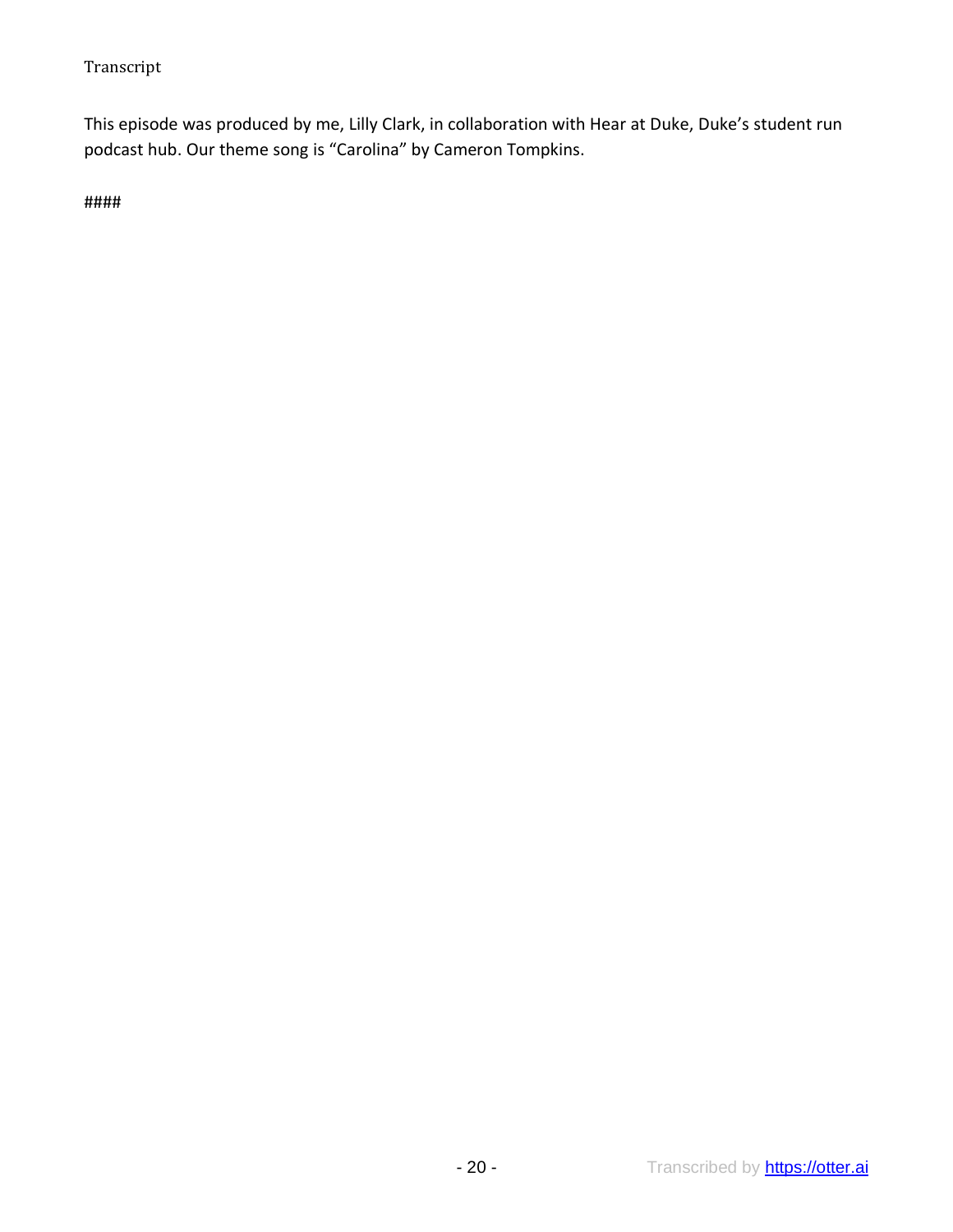This episode was produced by me, Lilly Clark, in collaboration with Hear at Duke, Duke's student run podcast hub. Our theme song is "Carolina" by Cameron Tompkins.

####